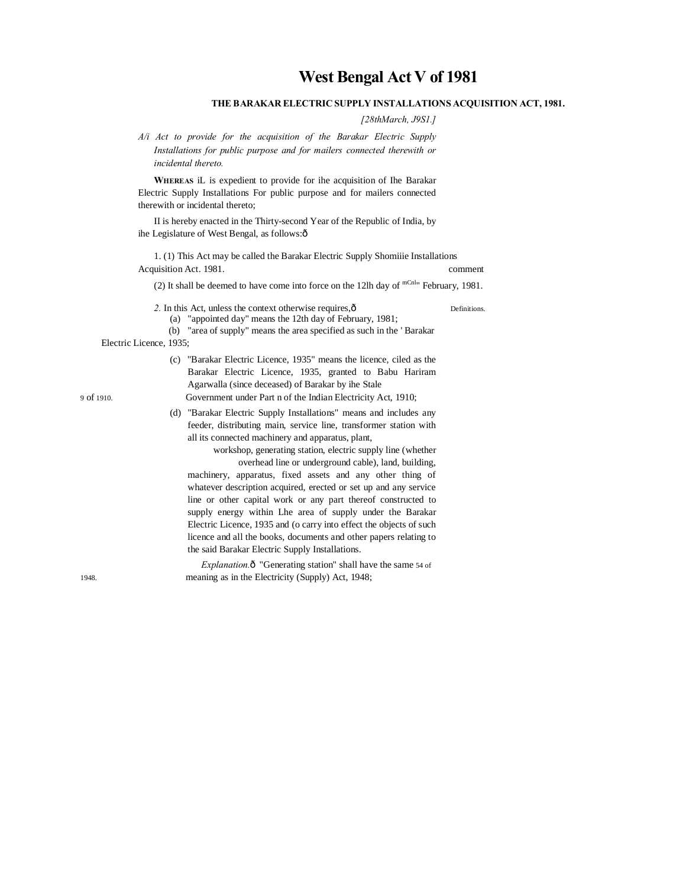# West Bengal Act V of 1981

### THE BARAKAR ELECTRIC SUPPLY INSTALLATIONS ACQUISITION ACT, 1981.

*[28thMarch, J9S1.]*

*A/i Act to provide for the acquisition of the Barakar Electric Supply Installations for public purpose and for mailers connected therewith or incidental thereto.*

**WHEREAS** iL is expedient to provide for ihe acquisition of Ihe Barakar Electric Supply Installations For public purpose and for mailers connected therewith or incidental thereto;

II is hereby enacted in the Thirty-second Year of the Republic of India, by ihe Legislature of West Bengal, as follows:ô

1. (1) This Act may be called the Barakar Electric Supply Shomiiie Installations Acquisition Act. 1981. comment

(2) It shall be deemed to have come into force on the 12lh day of mCnl" February, 1981.

*2.* In this Act, unless the context otherwise requires,ô Definitions.

(a) "appointed day" means the 12th day of February, 1981;

(b) "area of supply" means the area specified as such in the ' Barakar Electric Licence, 1935;

(c) "Barakar Electric Licence, 1935" means the licence, ciled as the Barakar Electric Licence, 1935, granted to Babu Hariram Agarwalla (since deceased) of Barakar by ihe Stale Government under Part n of the Indian Electricity Act, 1910; 9 of 1910.

(d) "Barakar Electric Supply Installations" means and includes any feeder, distributing main, service line, transformer station with all its connected machinery and apparatus, plant, workshop, generating station, electric supply line (whether overhead line or underground cable), land, building, machinery, apparatus, fixed assets and any other thing of whatever description acquired, erected or set up and any service line or other capital work or any part thereof constructed to supply energy within Lhe area of supply under the Barakar Electric Licence, 1935 and (o carry into effect the objects of such licence and all the books, documents and other papers relating to the said Barakar Electric Supply Installations.

*Explanation.*ô "Generating station" shall have the same meaning as in the Electricity (Supply) Act, 1948; 54 of 1948.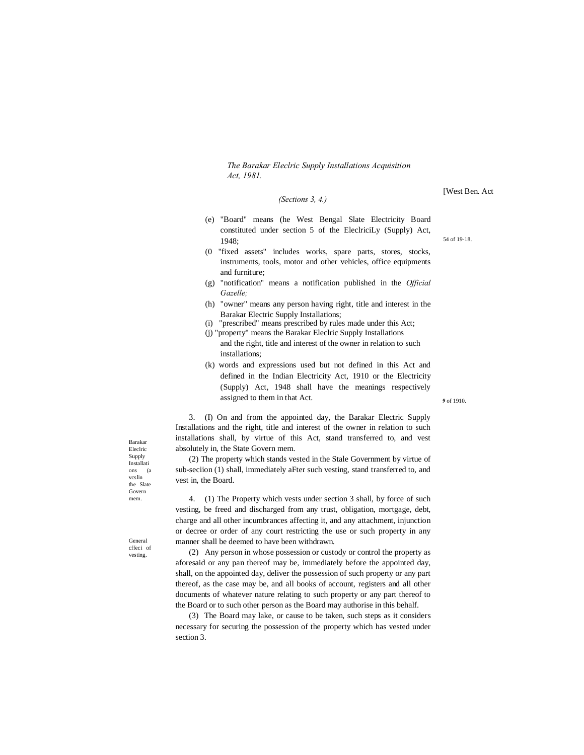*The Barakar Eleclric Supply Installations Acquisition Act, 1981.*

[West Ben. Act

*(Sections 3, 4.)*

(e) "Board" means (he West Bengal Slate Electricity Board constituted under section 5 of the EleclriciLy (Supply) Act, 1948;

54 of 19-18.

(0 "fixed assets" includes works, spare parts, stores, stocks, instruments, tools, motor and other vehicles, office equipments and furniture;

(g) "notification" means a notification published in the *Official Gazelle;*

(h) "owner" means any person having right, title and interest in the Barakar Electric Supply Installations;

(i) "prescribed" means prescribed by rules made under this Act;

(j) "property" means the Barakar Eleclric Supply Installations and the right, title and interest of the owner in relation to such installations;

(k) words and expressions used but not defined in this Act and defined in the Indian Electricity Act, 1910 or the Electricity (Supply) Act, 1948 shall have the meanings respectively assigned to them in that Act.

*9* of 1910.

Barakar Eleclric Supply Installati ons (a vcslin the Slate Govern mem.

3. (I) On and from the appointed day, the Barakar Electric Supply Installations and the right, title and interest of the owner in relation to such installations shall, by virtue of this Act, stand transferred to, and vest absolutely in, the State Govern mem.

(2) The property which stands vested in the Stale Government by virtue of sub-seciion (1) shall, immediately aFter such vesting, stand transferred to, and vest in, the Board.

General cffeci of vesting.

4. (1) The Property which vests under section 3 shall, by force of such vesting, be freed and discharged from any trust, obligation, mortgage, debt, charge and all other incumbrances affecting it, and any attachment, injunction or decree or order of any court restricting the use or such property in any manner shall be deemed to have been withdrawn.

(2) Any person in whose possession or custody or control the property as aforesaid or any pan thereof may be, immediately before the appointed day, shall, on the appointed day, deliver the possession of such property or any part thereof, as the case may be, and all books of account, registers and all other documents of whatever nature relating to such property or any part thereof to the Board or to such other person as the Board may authorise in this behalf.

(3) The Board may lake, or cause to be taken, such steps as it considers necessary for securing the possession of the property which has vested under section 3.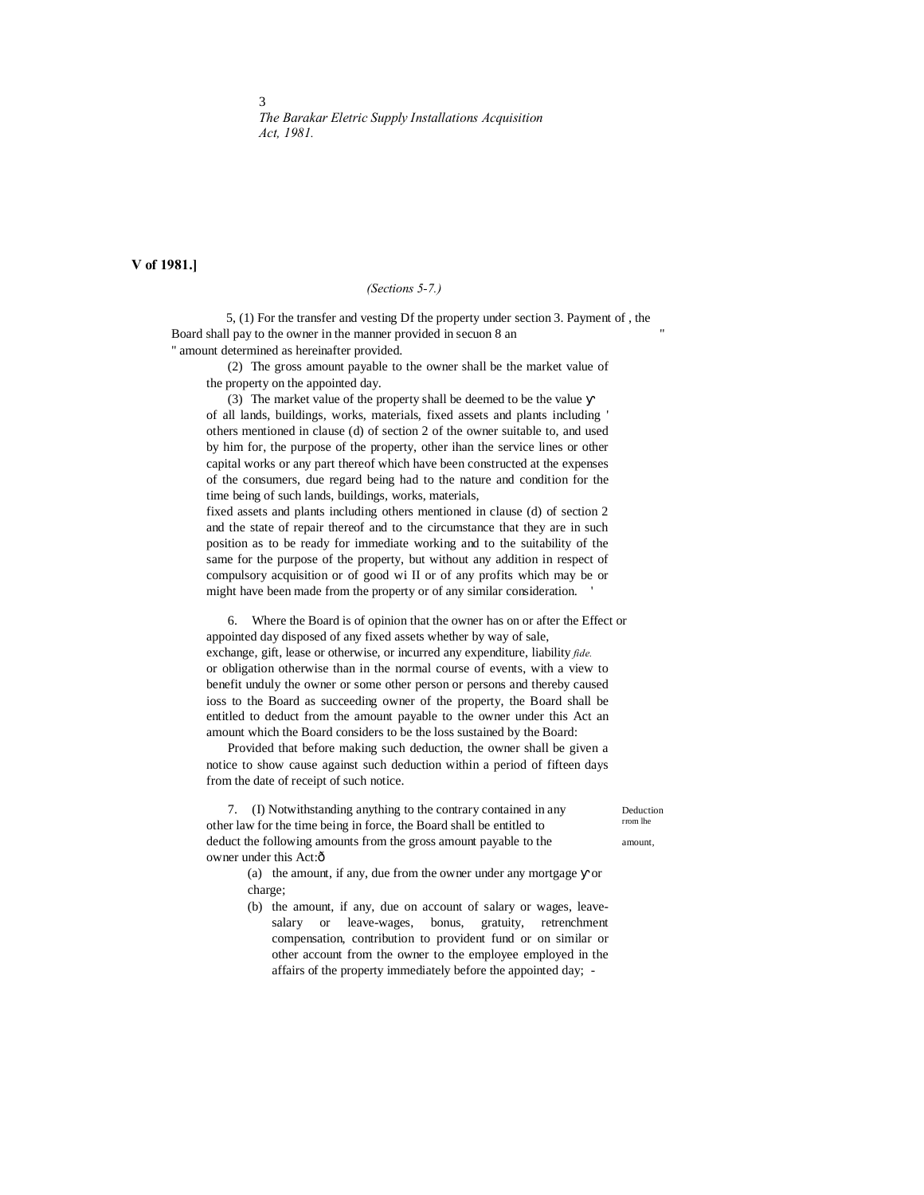**V of 1981.]**

*(Sections 5-7.)*

5, (1) For the transfer and vesting Df the property under section 3. Payment of , the Board shall pay to the owner in the manner provided in secuon 8 an " " amount determined as hereinafter provided.

(2) The gross amount payable to the owner shall be the market value of the property on the appointed day.

(3) The market value of the property shall be deemed to be the value of all lands, buildings, works, materials, fixed assets and plants including ' others mentioned in clause (d) of section 2 of the owner suitable to, and used by him for, the purpose of the property, other ihan the service lines or other capital works or any part thereof which have been constructed at the expenses of the consumers, due regard being had to the nature and condition for the time being of such lands, buildings, works, materials, fixed assets and plants including others mentioned in clause (d) of section 2 and the state of repair thereof and to the circumstance that they are in such position as to be ready for immediate working and to the suitability of the same for the purpose of the property, but without any addition in respect of compulsory acquisition or of good wi II or of any profits which may be or might have been made from the property or of any similar consideration. '

6. Where the Board is of opinion that the owner has on or after the Effect or appointed day disposed of any fixed assets whether by way of sale, exchange, gift, lease or otherwise, or incurred any expenditure, liability *fide.* or obligation otherwise than in the normal course of events, with a view to benefit unduly the owner or some other person or persons and thereby caused ioss to the Board as succeeding owner of the property, the Board shall be entitled to deduct from the amount payable to the owner under this Act an amount which the Board considers to be the loss sustained by the Board:

Provided that before making such deduction, the owner shall be given a notice to show cause against such deduction within a period of fifteen days from the date of receipt of such notice.

Deduction rrom lhe amount,

7. (I) Notwithstanding anything to the contrary contained in any other law for the time being in force, the Board shall be entitled to deduct the following amounts from the gross amount payable to the owner under this Act:—

(a) the amount, if any, due from the owner under any mortgage or charge;

(b) the amount, if any, due on account of salary or wages, leave-salary or leave-wages, bonus, gratuity, retrenchment compensation, contribution to provident fund or on similar or other account from the owner to the employee employed in the affairs of the property immediately before the appointed day; -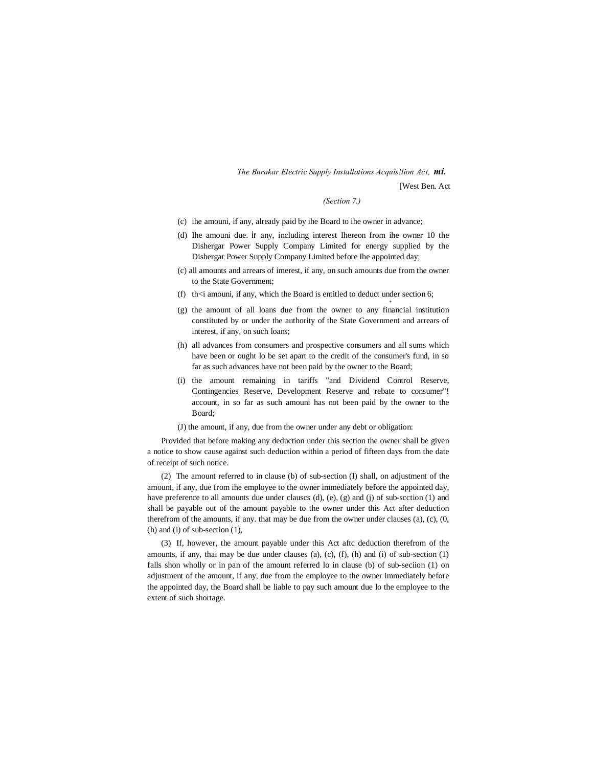(*Section 7.*)

(c) ihe amouni, if any, already paid by ihe Board to ihe owner in advance;

(d) Ihe amouni due. ir any, including interest Ihereon from ihe owner 10 the Dishergar Power Supply Company Limited for energy supplied by the Dishergar Power Supply Company Limited before Ihe appointed day;

(c) all amounts and arrears of imerest, if any, on such amounts due from the owner to the State Government;

(f) th<i amouni, if any, which the Board is entitled to deduct under section 6;

(g) the amount of all loans due from the owner to any financial institution constituted by or under the authority of the State Government and arrears of interest, if any, on such loans;

(h) all advances from consumers and prospective consumers and all sums which have been or ought lo be set apart to the credit of the consumer's fund, in so far as such advances have not been paid by the owner to the Board;

(i) the amount remaining in tariffs "and Dividend Control Reserve, Contingencies Reserve, Development Reserve and rebate to consumer"! account, in so far as such amouni has not been paid by the owner to the Board;

(J) the amount, if any, due from the owner under any debt or obligation:

Provided that before making any deduction under this section the owner shall be given a notice to show cause against such deduction within a period of fifteen days from the date of receipt of such notice.

(2) The amount referred to in clause (b) of sub-section (I) shall, on adjustment of the amount, if any, due from ihe employee to the owner immediately before the appointed day, have preference to all amounts due under clauscs (d), (e), (g) and (j) of sub-scction (1) and shall be payable out of the amount payable to the owner under this Act after deduction therefrom of the amounts, if any. that may be due from the owner under clauses (a), (c), (0, (h) and (i) of sub-section (1),

(3) If, however, the amount payable under this Act aftc deduction therefrom of the amounts, if any, thai may be due under clauses (a), (c), (f), (h) and (i) of sub-section (1) falls shon wholly or in pan of the amount referred lo in clause (b) of sub-seciion (1) on adjustment of the amount, if any, due from the employee to the owner immediately before the appointed day, the Board shall be liable to pay such amount due lo the employee to the extent of such shortage.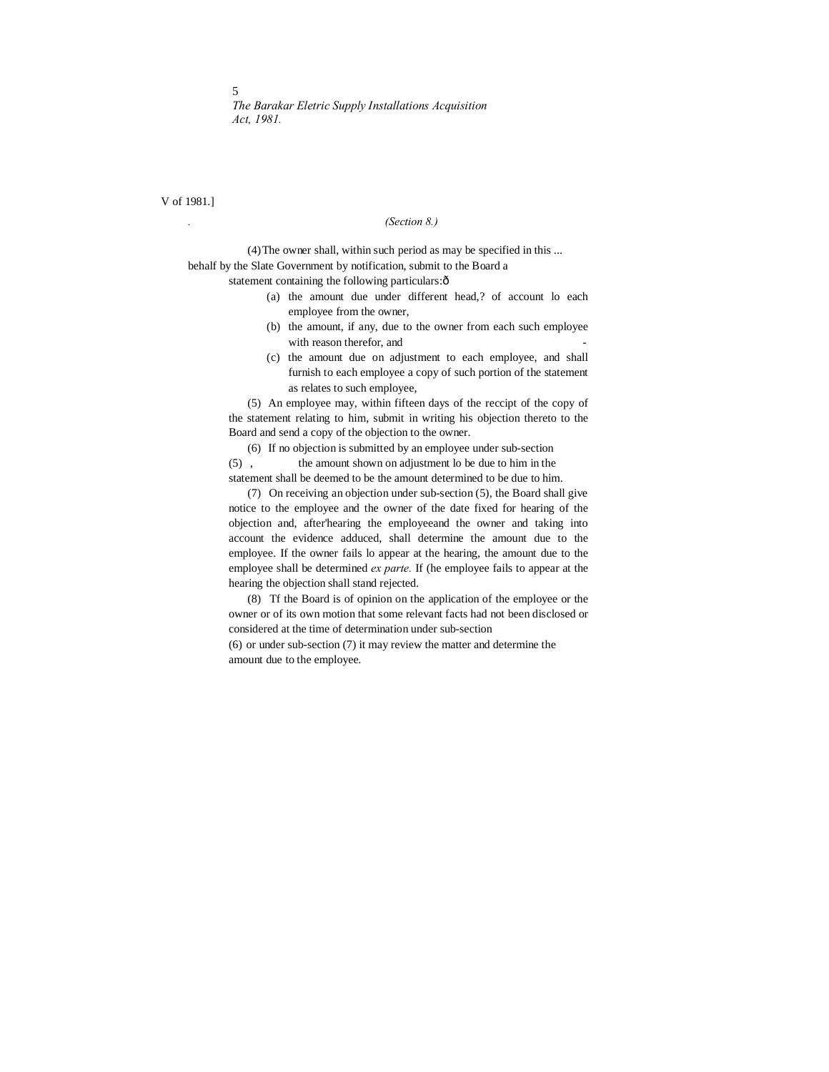(Section 8.)

(4) The owner shall, within such period as may be specified in this ... behalf by the Slate Government by notification, submit to the Board a statement containing the following particulars:ô

(a) the amount due under different head,? of account lo each employee from the owner,

(b) the amount, if any, due to the owner from each such employee with reason therefor, and -

(c) the amount due on adjustment to each employee, and shall furnish to each employee a copy of such portion of the statement as relates to such employee,

(5) An employee may, within fifteen days of the reccipt of the copy of the statement relating to him, submit in writing his objection thereto to the Board and send a copy of the objection to the owner.

(6) If no objection is submitted by an employee under sub-section (5) , the amount shown on adjustment lo be due to him in the statement shall be deemed to be the amount determined to be due to him.

(7) On receiving an objection under sub-section (5), the Board shall give notice to the employee and the owner of the date fixed for hearing of the objection and, after'hearing the employeeand the owner and taking into account the evidence adduced, shall determine the amount due to the employee. If the owner fails lo appear at the hearing, the amount due to the employee shall be determined *ex parte.* If (he employee fails to appear at the hearing the objection shall stand rejected.

(8) Tf the Board is of opinion on the application of the employee or the owner or of its own motion that some relevant facts had not been disclosed or considered at the time of determination under sub-section (6) or under sub-section (7) it may review the matter and determine the amount due to the employee.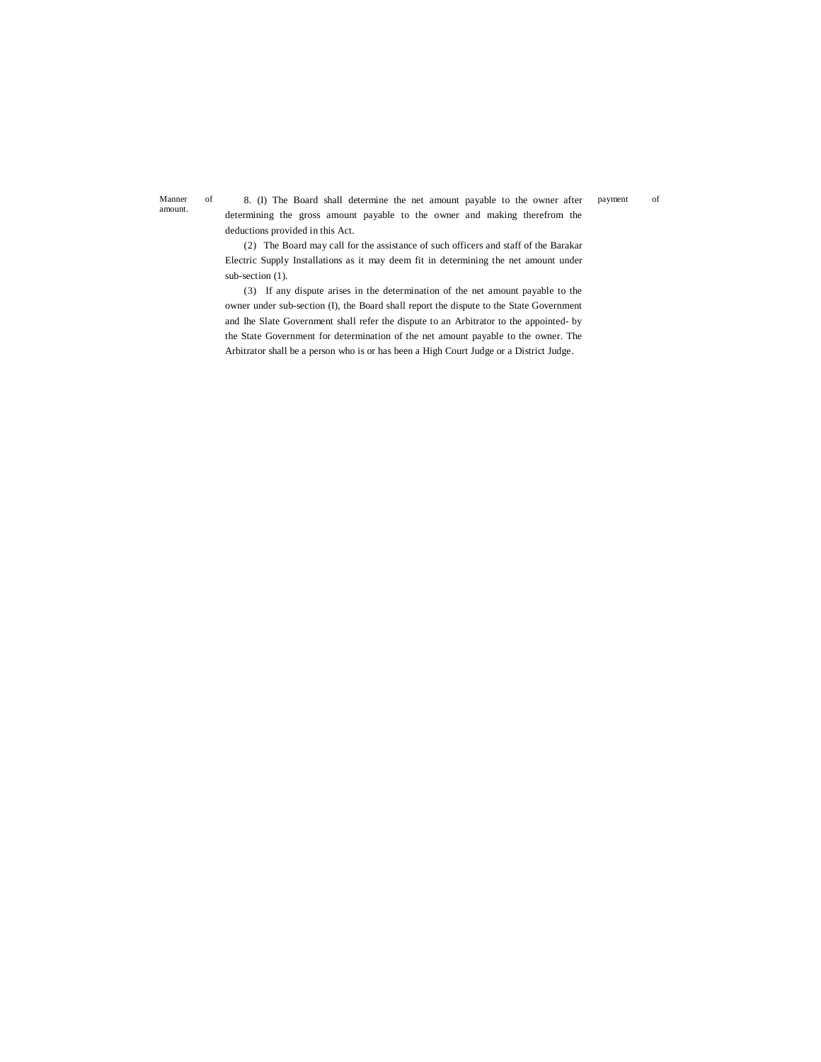**Manner of payment of amount.**

8. (I) The Board shall determine the net amount payable to the owner after determining the gross amount payable to the owner and making therefrom the deductions provided in this Act.

(2) The Board may call for the assistance of such officers and staff of the Barakar Electric Supply Installations as it may deem fit in determining the net amount under sub-section (1).

(3) If any dispute arises in the determination of the net amount payable to the owner under sub-section (I), the Board shall report the dispute to the State Government and Ihe Slate Government shall refer the dispute to an Arbitrator to the appointed- by the State Government for determination of the net amount payable to the owner. The Arbitrator shall be a person who is or has been a High Court Judge or a District Judge.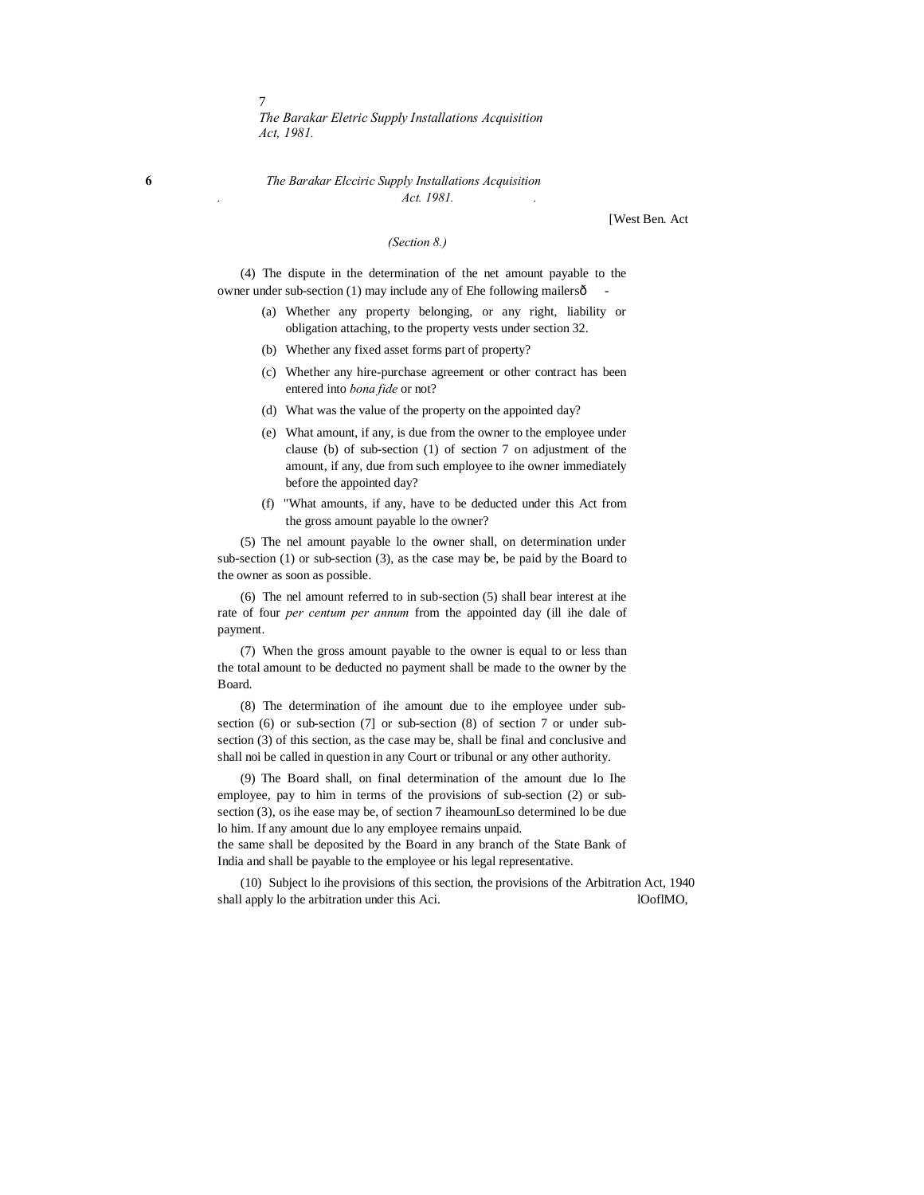(Section 8.)

(4) The dispute in the determination of the net amount payable to the owner under sub-section (1) may include any of Ehe following mailersô -

(a) Whether any property belonging, or any right, liability or obligation attaching, to the property vests under section 32.

(b) Whether any fixed asset forms part of property?

(c) Whether any hire-purchase agreement or other contract has been entered into *bona fide* or not?

(d) What was the value of the property on the appointed day?

(e) What amount, if any, is due from the owner to the employee under clause (b) of sub-section (1) of section 7 on adjustment of the amount, if any, due from such employee to ihe owner immediately before the appointed day?

(f) "What amounts, if any, have to be deducted under this Act from the gross amount payable lo the owner?

(5) The nel amount payable lo the owner shall, on determination under sub-section (1) or sub-section (3), as the case may be, be paid by the Board to the owner as soon as possible.

(6) The nel amount referred to in sub-section (5) shall bear interest at ihe rate of four *per centum per annum* from the appointed day (ill ihe dale of payment.

(7) When the gross amount payable to the owner is equal to or less than the total amount to be deducted no payment shall be made to the owner by the Board.

(8) The determination of ihe amount due to ihe employee under sub-section (6) or sub-section (7] or sub-section (8) of section 7 or under sub-section (3) of this section, as the case may be, shall be final and conclusive and shall noi be called in question in any Court or tribunal or any other authority.

(9) The Board shall, on final determination of the amount due lo Ihe employee, pay to him in terms of the provisions of sub-section (2) or sub-section (3), os ihe ease may be, of section 7 iheamounLso determined lo be due lo him. If any amount due lo any employee remains unpaid.
the same shall be deposited by the Board in any branch of the State Bank of India and shall be payable to the employee or his legal representative.

(10) Subject lo ihe provisions of this section, the provisions of the Arbitration Act, 1940 shall apply lo the arbitration under this Aci. lOoflMO,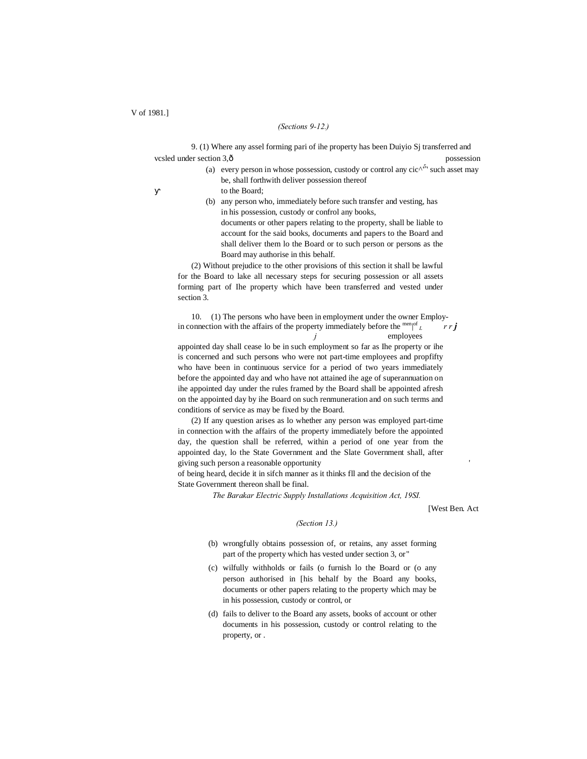(Sections 9-12.)

9. (1) Where any assel forming pari of ihe property has been Duiyio Sj transferred and vcsled under section 3,ð possession

(a) every person in whose possession, custody or control any cic^' such asset may be, shall forthwith deliver possession thereof to the Board;

(b) any person who, immediately before such transfer and vesting, has in his possession, custody or confrol any books, documents or other papers relating to the property, shall be liable to account for the said books, documents and papers to the Board and shall deliver them lo the Board or to such person or persons as the Board may authorise in this behalf.

(2) Without prejudice to the other provisions of this section it shall be lawful for the Board to lake all necessary steps for securing possession or all assets forming part of Ihe property which have been transferred and vested under section 3.

10. (1) The persons who have been in employment under the owner in connection with the affairs of the property immediately before the appointed day shall cease lo be in such employment so far as Ihe property or ihe is concerned and such persons who were not part-time employees and propfifty who have been in continuous service for a period of two years immediately before the appointed day and who have not attained ihe age of superannuation on ihe appointed day under the rules framed by the Board shall be appointed afresh on the appointed day by ihe Board on such renmuneration and on such terms and conditions of service as may be fixed by the Board.

Employment of employees

(2) If any question arises as lo whether any person was employed part-time in connection with the affairs of the property immediately before the appointed day, the question shall be referred, within a period of one year from the appointed day, lo the State Government and the Slate Government shall, after giving such person a reasonable opportunity of being heard, decide it in sifch manner as it thinks fll and the decision of the State Government thereon shall be final.

(Section 13.)

(b) wrongfully obtains possession of, or retains, any asset forming part of the property which has vested under section 3, or"

(c) wilfully withholds or fails (o furnish lo the Board or (o any person authorised in [his behalf by the Board any books, documents or other papers relating to the property which may be in his possession, custody or control, or

(d) fails to deliver to the Board any assets, books of account or other documents in his possession, custody or control relating to the property, or .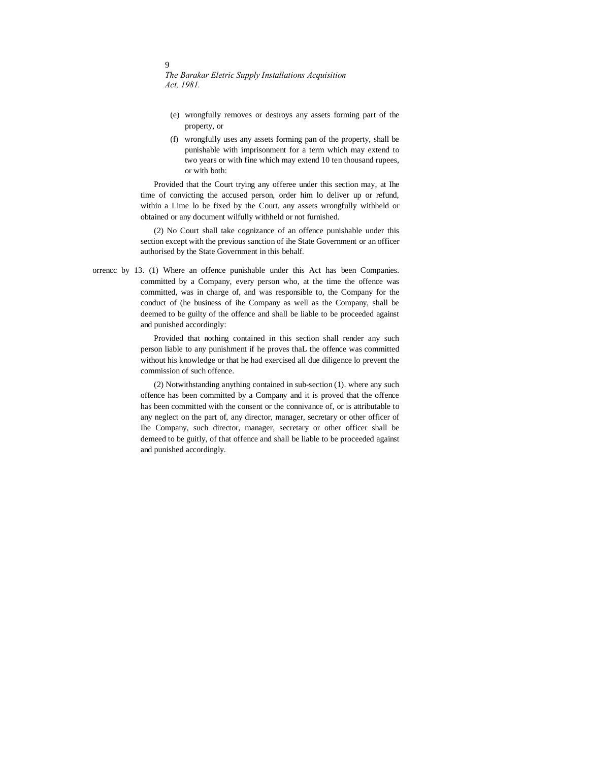(e) wrongfully removes or destroys any assets forming part of the property, or

(f) wrongfully uses any assets forming pan of the property, shall be punishable with imprisonment for a term which may extend to two years or with fine which may extend 10 ten thousand rupees, or with both:

Provided that the Court trying any offeree under this section may, at Ihe time of convicting the accused person, order him lo deliver up or refund, within a Lime lo be fixed by the Court, any assets wrongfully withheld or obtained or any document wilfully withheld or not furnished.

(2) No Court shall take cognizance of an offence punishable under this section except with the previous sanction of ihe State Government or an officer authorised by the State Government in this behalf.

orrencc by Companies.

13. (1) Where an offence punishable under this Act has been committed by a Company, every person who, at the time the offence was committed, was in charge of, and was responsible to, the Company for the conduct of (he business of ihe Company as well as the Company, shall be deemed to be guilty of the offence and shall be liable to be proceeded against and punished accordingly:

Provided that nothing contained in this section shall render any such person liable to any punishment if he proves thaL the offence was committed without his knowledge or that he had exercised all due diligence lo prevent the commission of such offence.

(2) Notwithstanding anything contained in sub-section (1). where any such offence has been committed by a Company and it is proved that the offence has been committed with the consent or the connivance of, or is attributable to any neglect on the part of, any director, manager, secretary or other officer of Ihe Company, such director, manager, secretary or other officer shall be demeed to be guitly, of that offence and shall be liable to be proceeded against and punished accordingly.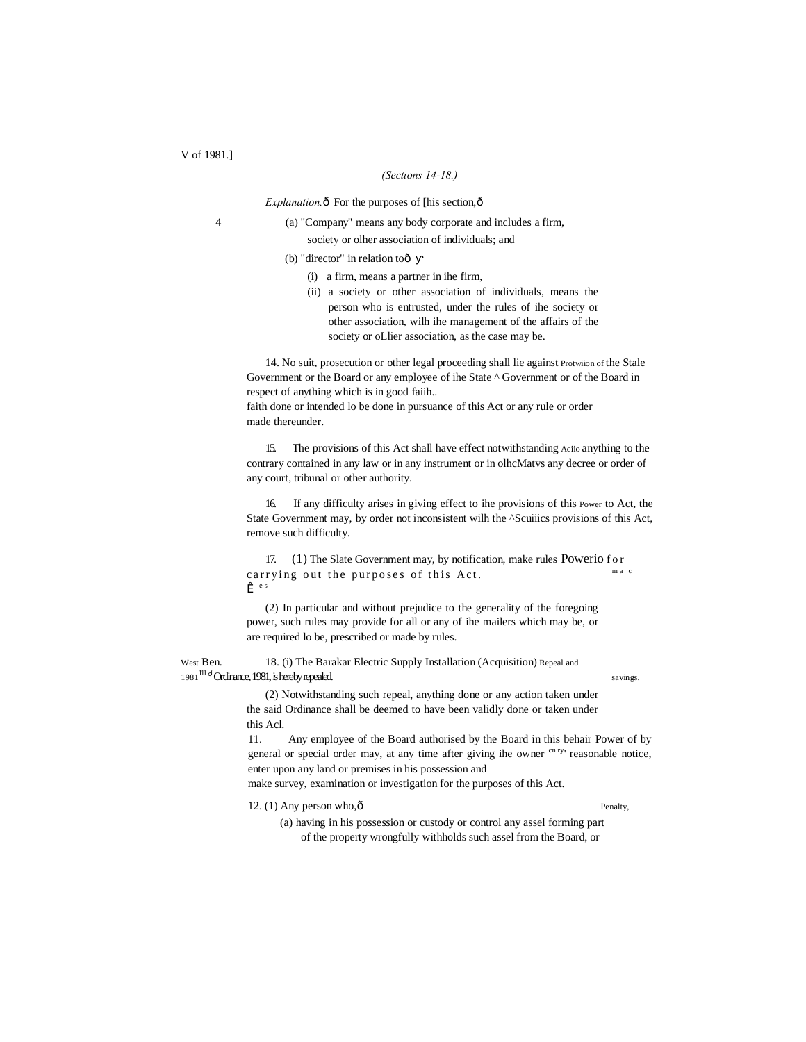V of 1981.]

*(Sections 14-18.)*

*Explanation.*— For the purposes of [his section,—

4

(a) "Company" means any body corporate and includes a firm, society or olher association of individuals; and

(b) "director" in relation to—

(i) a firm, means a partner in ihe firm,

(ii) a society or other association of individuals, means the person who is entrusted, under the rules of ihe society or other association, wilh ihe management of the affairs of the society or oLlier association, as the case may be.

14. No suit, prosecution or other legal proceeding shall lie against Protwiion of the Stale Government or the Board or any employee of ihe State ^ Government or of the Board in respect of anything which is in good faiih.. faith done or intended lo be done in pursuance of this Act or any rule or order made thereunder.

15. The provisions of this Act shall have effect notwithstanding Aciio anything to the contrary contained in any law or in any instrument or in olhcMatvs any decree or order of any court, tribunal or other authority.

16. If any difficulty arises in giving effect to ihe provisions of this Power to Act, the State Government may, by order not inconsistent wilh the ^Scuiiics provisions of this Act, remove such difficulty.

17. (1) The Slate Government may, by notification, make rules Powerio for carrying out the purposes of this Act. mac Ê es

(2) In particular and without prejudice to the generality of the foregoing power, such rules may provide for all or any of ihe mailers which may be, or are required lo be, prescribed or made by rules.

West Ben. 1981 III of

18. (i) The Barakar Electric Supply Installation (Acquisition) Repeal and Ordinance, 1981, is hereby repealed. savings.

(2) Notwithstanding such repeal, anything done or any action taken under the said Ordinance shall be deemed to have been validly done or taken under this Acl.

11. Any employee of the Board authorised by the Board in this behair Power of by general or special order may, at any time after giving ihe owner cnlry, reasonable notice, enter upon any land or premises in his possession and make survey, examination or investigation for the purposes of this Act.

12. (1) Any person who,— Penalty,

(a) having in his possession or custody or control any assel forming part of the property wrongfully withholds such assel from the Board, or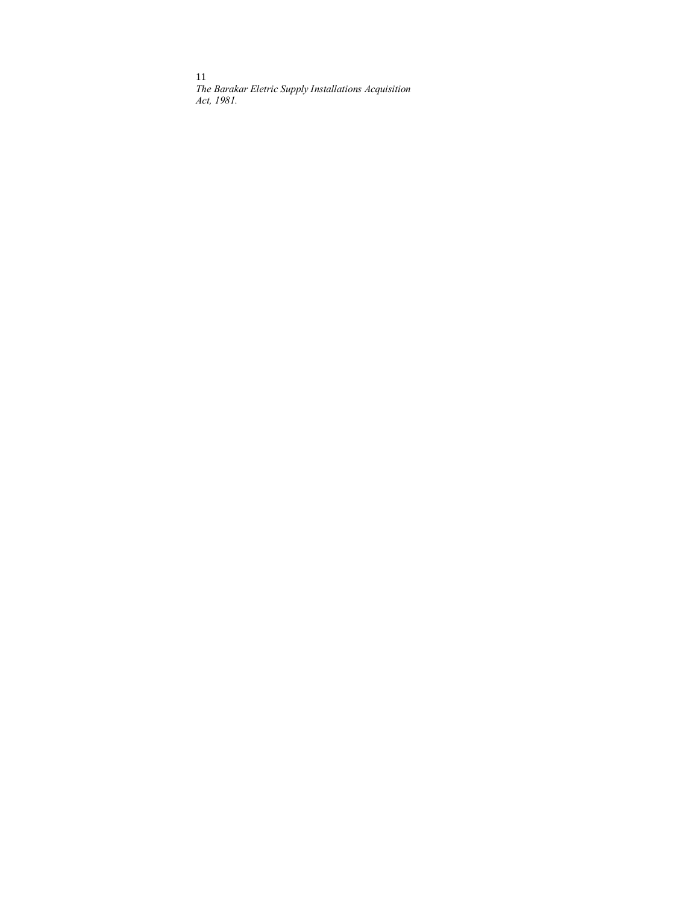11
*The Barakar Eletric Supply Installations Acquisition Act, 1981.*